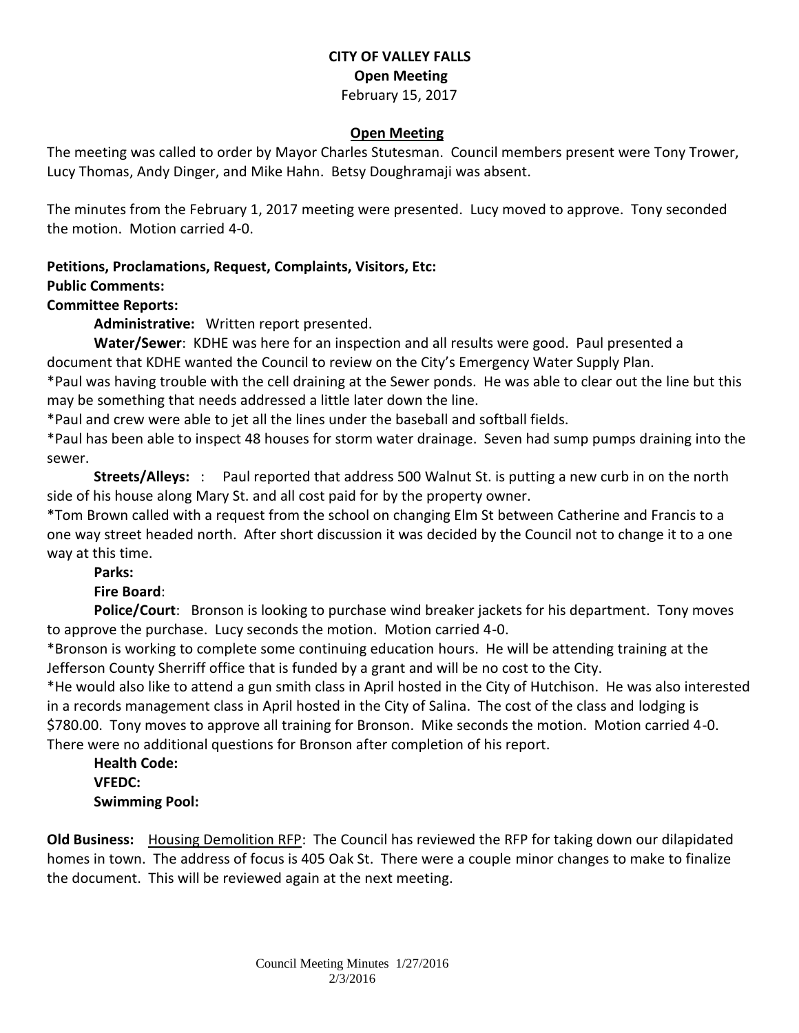# CITY OF VALLEY FALLS

**Open Meeting**

February 15, 2017

## Open Meeting

The meeting was called to order by Mayor Charles Stutesman. Council members present were Tony Trower, Lucy Thomas, Andy Dinger, and Mike Hahn. Betsy Doughramaji was absent.

The minutes from the February 1, 2017 meeting were presented. Lucy moved to approve. Tony seconded the motion. Motion carried 4-0.

**Petitions, Proclamations, Request, Complaints, Visitors, Etc:**

**Public Comments:**

**Committee Reports:**

**Administrative:** Written report presented.

**Water/Sewer**: KDHE was here for an inspection and all results were good. Paul presented a document that KDHE wanted the Council to review on the City's Emergency Water Supply Plan.

*Paul was having trouble with the cell draining at the Sewer ponds. He was able to clear out the line but this may be something that needs addressed a little later down the line.

*Paul and crew were able to jet all the lines under the baseball and softball fields.

*Paul has been able to inspect 48 houses for storm water drainage. Seven had sump pumps draining into the sewer.

**Streets/Alleys:** : Paul reported that address 500 Walnut St. is putting a new curb in on the north side of his house along Mary St. and all cost paid for by the property owner.

*Tom Brown called with a request from the school on changing Elm St between Catherine and Francis to a one way street headed north. After short discussion it was decided by the Council not to change it to a one way at this time.

**Parks:**

**Fire Board**:

**Police/Court**: Bronson is looking to purchase wind breaker jackets for his department. Tony moves to approve the purchase. Lucy seconds the motion. Motion carried 4-0.

*Bronson is working to complete some continuing education hours. He will be attending training at the Jefferson County Sherriff office that is funded by a grant and will be no cost to the City.

*He would also like to attend a gun smith class in April hosted in the City of Hutchison. He was also interested in a records management class in April hosted in the City of Salina. The cost of the class and lodging is $780.00. Tony moves to approve all training for Bronson. Mike seconds the motion. Motion carried 4-0. There were no additional questions for Bronson after completion of his report.

**Health Code:**

**VFEDC:**

**Swimming Pool:**

**Old Business:** Housing Demolition RFP: The Council has reviewed the RFP for taking down our dilapidated homes in town. The address of focus is 405 Oak St. There were a couple minor changes to make to finalize the document. This will be reviewed again at the next meeting.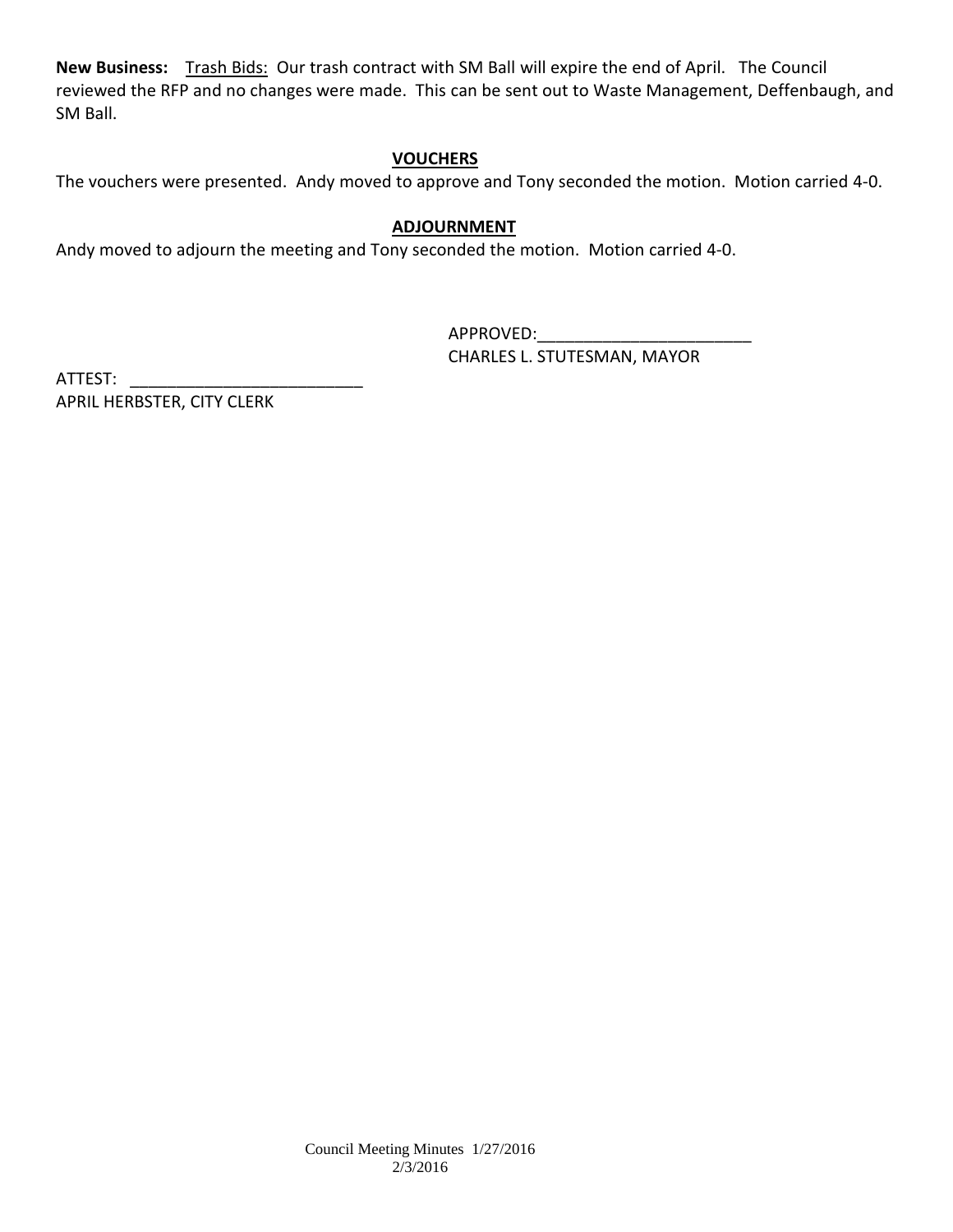**New Business:** Trash Bids: Our trash contract with SM Ball will expire the end of April. The Council reviewed the RFP and no changes were made. This can be sent out to Waste Management, Deffenbaugh, and SM Ball.

**VOUCHERS**

The vouchers were presented. Andy moved to approve and Tony seconded the motion. Motion carried 4-0.

**ADJOURNMENT**

Andy moved to adjourn the meeting and Tony seconded the motion. Motion carried 4-0.

APPROVED:_______________________
CHARLES L. STUTESMAN, MAYOR

ATTEST: _________________________
APRIL HERBSTER, CITY CLERK

Council Meeting Minutes 1/27/2016
2/3/2016